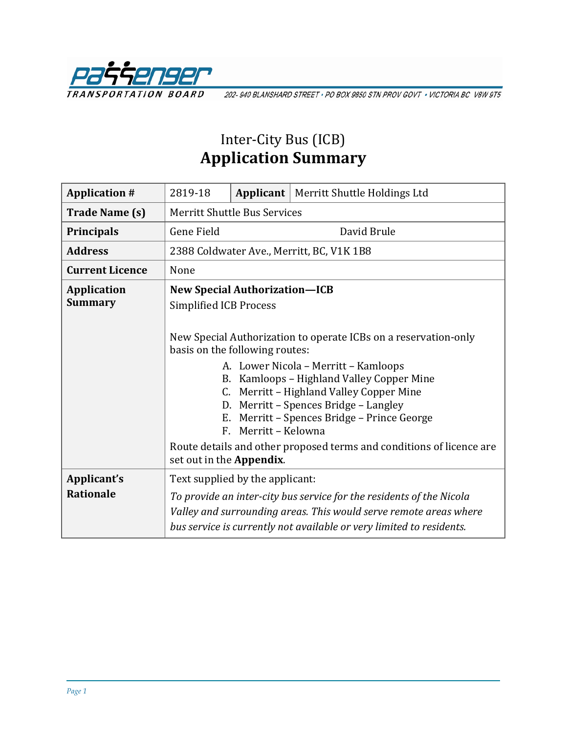PASSENGER TRANSPORTATION BOARD

202- 940 BLANSHARD STREET • PO BOX 9850 STN PROV GOVT • VICTORIA BC V8W 9T5

# Inter-City Bus (ICB)
# Application Summary

| **Application #** | 2819-18 | **Applicant** | Merritt Shuttle Holdings Ltd |
|---|---|---|---|
| **Trade Name (s)** | Merritt Shuttle Bus Services | | |
| **Principals** | Gene Field | David Brule | |
| **Address** | 2388 Coldwater Ave., Merritt, BC, V1K 1B8 | | |
| **Current Licence** | None | | |
| **Application Summary** | **New Special Authorization—ICB**<br>Simplified ICB Process<br><br>New Special Authorization to operate ICBs on a reservation-only basis on the following routes:<br>A. Lower Nicola – Merritt – Kamloops<br>B. Kamloops – Highland Valley Copper Mine<br>C. Merritt – Highland Valley Copper Mine<br>D. Merritt – Spences Bridge – Langley<br>E. Merritt – Spences Bridge – Prince George<br>F. Merritt – Kelowna<br><br>Route details and other proposed terms and conditions of licence are set out in the **Appendix**. | | |
| **Applicant's Rationale** | Text supplied by the applicant:<br>*To provide an inter-city bus service for the residents of the Nicola Valley and surrounding areas. This would serve remote areas where bus service is currently not available or very limited to residents.* | | |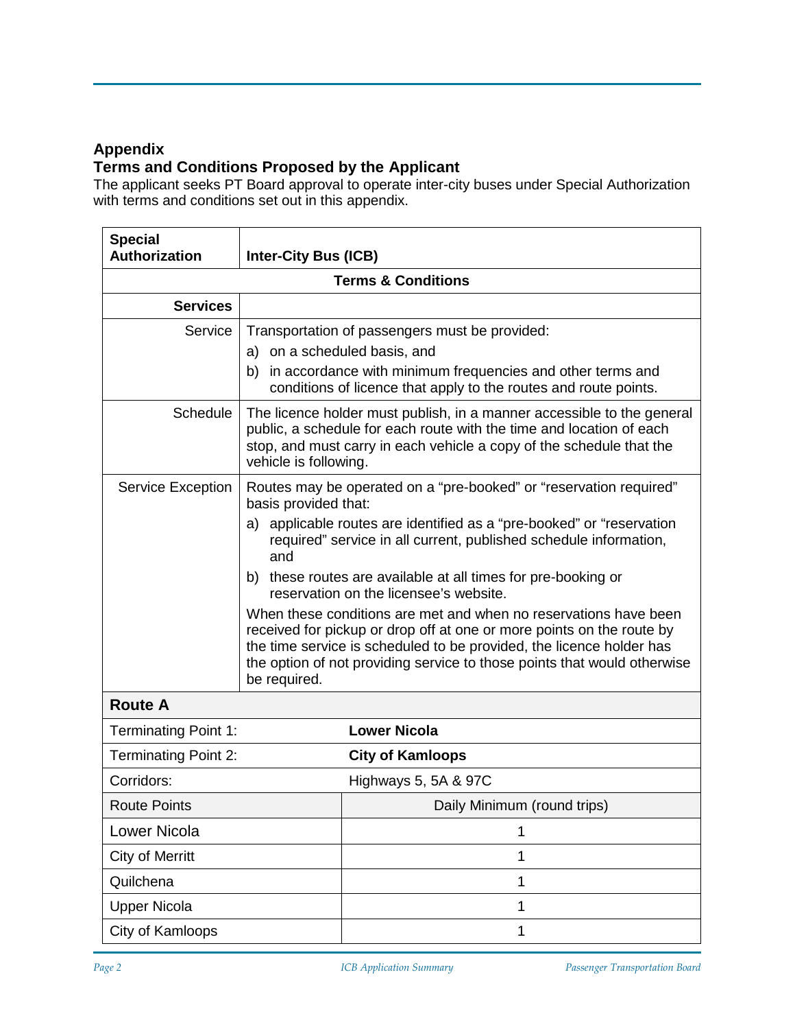## Appendix
## Terms and Conditions Proposed by the Applicant

The applicant seeks PT Board approval to operate inter-city buses under Special Authorization with terms and conditions set out in this appendix.

| **Special Authorization** | **Inter-City Bus (ICB)** |
|---|---|
| **Terms & Conditions** | |
| **Services** | |
| Service | Transportation of passengers must be provided:<br>a) on a scheduled basis, and<br>b) in accordance with minimum frequencies and other terms and conditions of licence that apply to the routes and route points. |
| Schedule | The licence holder must publish, in a manner accessible to the general public, a schedule for each route with the time and location of each stop, and must carry in each vehicle a copy of the schedule that the vehicle is following. |
| Service Exception | Routes may be operated on a "pre-booked" or "reservation required" basis provided that:<br>a) applicable routes are identified as a "pre-booked" or "reservation required" service in all current, published schedule information, and<br>b) these routes are available at all times for pre-booking or reservation on the licensee's website.<br>When these conditions are met and when no reservations have been received for pickup or drop off at one or more points on the route by the time service is scheduled to be provided, the licence holder has the option of not providing service to those points that would otherwise be required. |

| **Route A** | |
|---|---|
| Terminating Point 1: | **Lower Nicola** |
| Terminating Point 2: | **City of Kamloops** |
| Corridors: | Highways 5, 5A & 97C |
| Route Points | Daily Minimum (round trips) |
| Lower Nicola | 1 |
| City of Merritt | 1 |
| Quilchena | 1 |
| Upper Nicola | 1 |
| City of Kamloops | 1 |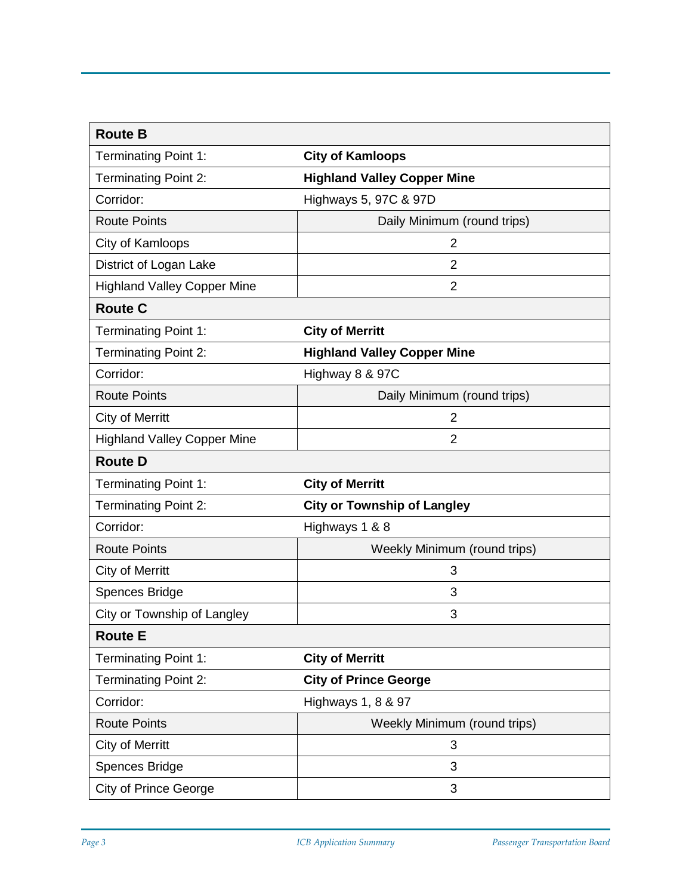| **Route B** | |
|---|---|
| Terminating Point 1: | **City of Kamloops** |
| Terminating Point 2: | **Highland Valley Copper Mine** |
| Corridor: | Highways 5, 97C & 97D |
| Route Points | Daily Minimum (round trips) |
| City of Kamloops | 2 |
| District of Logan Lake | 2 |
| Highland Valley Copper Mine | 2 |
| **Route C** | |
| Terminating Point 1: | **City of Merritt** |
| Terminating Point 2: | **Highland Valley Copper Mine** |
| Corridor: | Highway 8 & 97C |
| Route Points | Daily Minimum (round trips) |
| City of Merritt | 2 |
| Highland Valley Copper Mine | 2 |
| **Route D** | |
| Terminating Point 1: | **City of Merritt** |
| Terminating Point 2: | **City or Township of Langley** |
| Corridor: | Highways 1 & 8 |
| Route Points | Weekly Minimum (round trips) |
| City of Merritt | 3 |
| Spences Bridge | 3 |
| City or Township of Langley | 3 |
| **Route E** | |
| Terminating Point 1: | **City of Merritt** |
| Terminating Point 2: | **City of Prince George** |
| Corridor: | Highways 1, 8 & 97 |
| Route Points | Weekly Minimum (round trips) |
| City of Merritt | 3 |
| Spences Bridge | 3 |
| City of Prince George | 3 |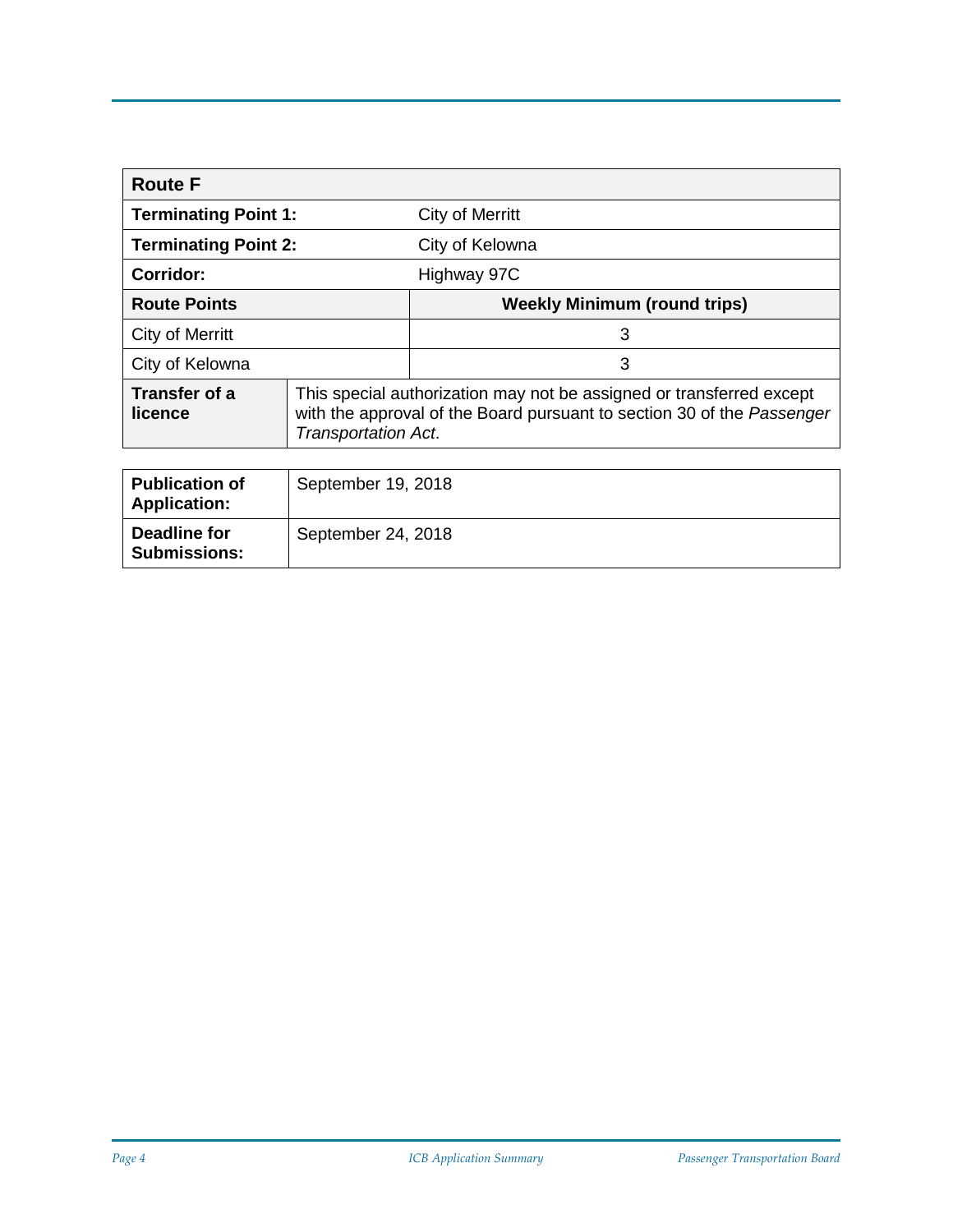| Route F | | |
|---|---|---|
| **Terminating Point 1:** | | City of Merritt |
| **Terminating Point 2:** | | City of Kelowna |
| **Corridor:** | | Highway 97C |
| **Route Points** | | **Weekly Minimum (round trips)** |
| City of Merritt | | 3 |
| City of Kelowna | | 3 |
| **Transfer of a licence** | This special authorization may not be assigned or transferred except with the approval of the Board pursuant to section 30 of the *Passenger Transportation Act*. | |

| | |
|---|---|
| **Publication of Application:** | September 19, 2018 |
| **Deadline for Submissions:** | September 24, 2018 |